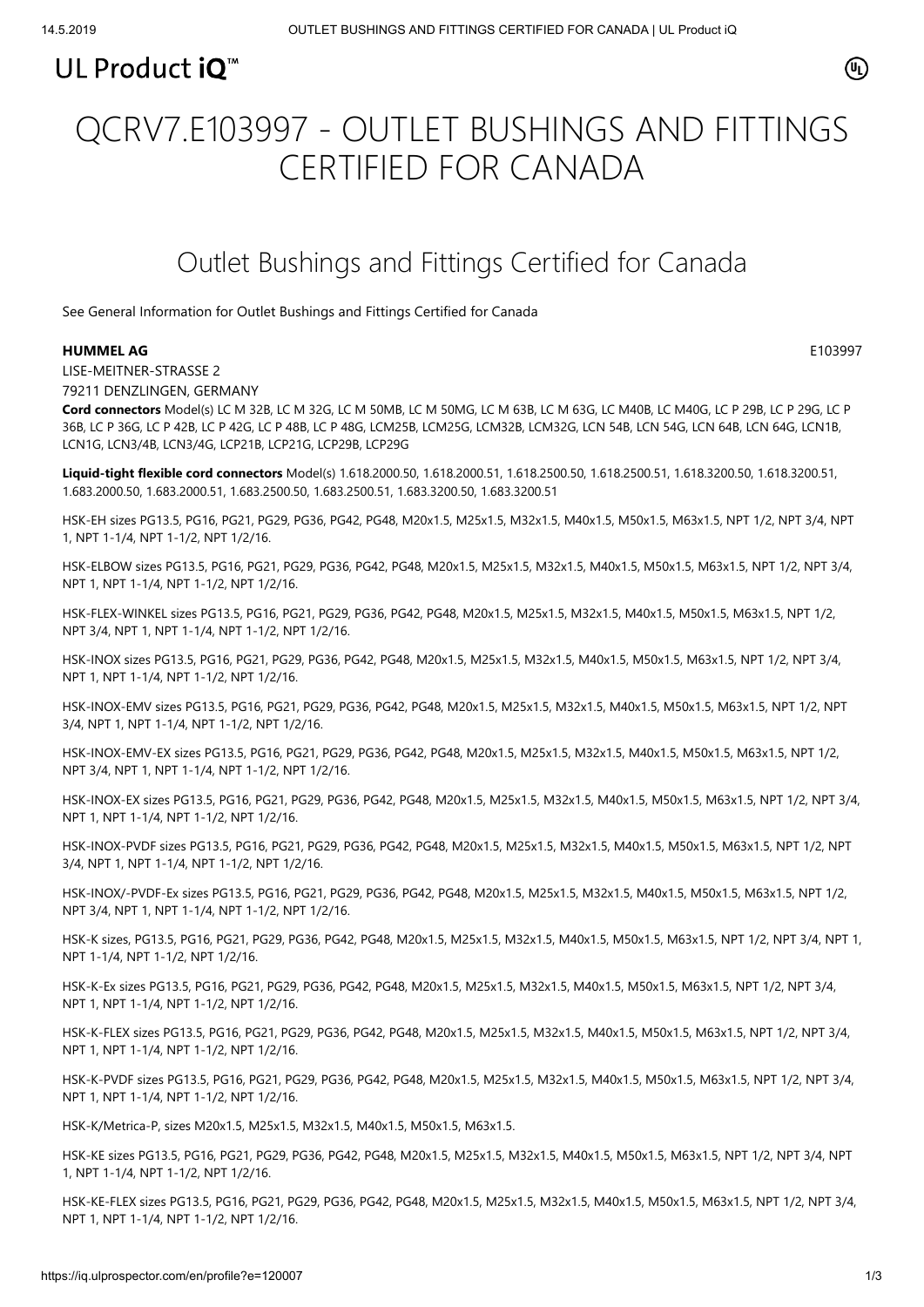UL Product iQ™

# QCRV7.E103997 - OUTLET BUSHINGS AND FITTINGS CERTIFIED FOR CANADA

## Outlet Bushings and Fittings Certified for Canada

See General Information for Outlet Bushings and Fittings Certified for Canada

**HUMMEL AG** E103997

LISE-MEITNER-STRASSE 2

79211 DENZLINGEN, GERMANY

**Cord connectors** Model(s) LC M 32B, LC M 32G, LC M 50MB, LC M 50MG, LC M 63B, LC M 63G, LC M40B, LC M40G, LC P 29B, LC P 29G, LC P 36B, LC P 36G, LC P 42B, LC P 42G, LC P 48B, LC P 48G, LCM25B, LCM25G, LCM32B, LCM32G, LCN 54B, LCN 54G, LCN 64B, LCN 64G, LCN1B, LCN1G, LCN3/4B, LCN3/4G, LCP21B, LCP21G, LCP29B, LCP29G

**Liquid-tight flexible cord connectors** Model(s) 1.618.2000.50, 1.618.2000.51, 1.618.2500.50, 1.618.2500.51, 1.618.3200.50, 1.618.3200.51, 1.683.2000.50, 1.683.2000.51, 1.683.2500.50, 1.683.2500.51, 1.683.3200.50, 1.683.3200.51

HSK-EH sizes PG13.5, PG16, PG21, PG29, PG36, PG42, PG48, M20x1.5, M25x1.5, M32x1.5, M40x1.5, M50x1.5, M63x1.5, NPT 1/2, NPT 3/4, NPT 1, NPT 1-1/4, NPT 1-1/2, NPT 1/2/16.

HSK-ELBOW sizes PG13.5, PG16, PG21, PG29, PG36, PG42, PG48, M20x1.5, M25x1.5, M32x1.5, M40x1.5, M50x1.5, M63x1.5, NPT 1/2, NPT 3/4, NPT 1, NPT 1-1/4, NPT 1-1/2, NPT 1/2/16.

HSK-FLEX-WINKEL sizes PG13.5, PG16, PG21, PG29, PG36, PG42, PG48, M20x1.5, M25x1.5, M32x1.5, M40x1.5, M50x1.5, M63x1.5, NPT 1/2, NPT 3/4, NPT 1, NPT 1-1/4, NPT 1-1/2, NPT 1/2/16.

HSK-INOX sizes PG13.5, PG16, PG21, PG29, PG36, PG42, PG48, M20x1.5, M25x1.5, M32x1.5, M40x1.5, M50x1.5, M63x1.5, NPT 1/2, NPT 3/4, NPT 1, NPT 1-1/4, NPT 1-1/2, NPT 1/2/16.

HSK-INOX-EMV sizes PG13.5, PG16, PG21, PG29, PG36, PG42, PG48, M20x1.5, M25x1.5, M32x1.5, M40x1.5, M50x1.5, M63x1.5, NPT 1/2, NPT 3/4, NPT 1, NPT 1-1/4, NPT 1-1/2, NPT 1/2/16.

HSK-INOX-EMV-EX sizes PG13.5, PG16, PG21, PG29, PG36, PG42, PG48, M20x1.5, M25x1.5, M32x1.5, M40x1.5, M50x1.5, M63x1.5, NPT 1/2, NPT 3/4, NPT 1, NPT 1-1/4, NPT 1-1/2, NPT 1/2/16.

HSK-INOX-EX sizes PG13.5, PG16, PG21, PG29, PG36, PG42, PG48, M20x1.5, M25x1.5, M32x1.5, M40x1.5, M50x1.5, M63x1.5, NPT 1/2, NPT 3/4, NPT 1, NPT 1-1/4, NPT 1-1/2, NPT 1/2/16.

HSK-INOX-PVDF sizes PG13.5, PG16, PG21, PG29, PG36, PG42, PG48, M20x1.5, M25x1.5, M32x1.5, M40x1.5, M50x1.5, M63x1.5, NPT 1/2, NPT 3/4, NPT 1, NPT 1-1/4, NPT 1-1/2, NPT 1/2/16.

HSK-INOX/-PVDF-Ex sizes PG13.5, PG16, PG21, PG29, PG36, PG42, PG48, M20x1.5, M25x1.5, M32x1.5, M40x1.5, M50x1.5, M63x1.5, NPT 1/2, NPT 3/4, NPT 1, NPT 1-1/4, NPT 1-1/2, NPT 1/2/16.

HSK-K sizes, PG13.5, PG16, PG21, PG29, PG36, PG42, PG48, M20x1.5, M25x1.5, M32x1.5, M40x1.5, M50x1.5, M63x1.5, NPT 1/2, NPT 3/4, NPT 1, NPT 1-1/4, NPT 1-1/2, NPT 1/2/16.

HSK-K-Ex sizes PG13.5, PG16, PG21, PG29, PG36, PG42, PG48, M20x1.5, M25x1.5, M32x1.5, M40x1.5, M50x1.5, M63x1.5, NPT 1/2, NPT 3/4, NPT 1, NPT 1-1/4, NPT 1-1/2, NPT 1/2/16.

HSK-K-FLEX sizes PG13.5, PG16, PG21, PG29, PG36, PG42, PG48, M20x1.5, M25x1.5, M32x1.5, M40x1.5, M50x1.5, M63x1.5, NPT 1/2, NPT 3/4, NPT 1, NPT 1-1/4, NPT 1-1/2, NPT 1/2/16.

HSK-K-PVDF sizes PG13.5, PG16, PG21, PG29, PG36, PG42, PG48, M20x1.5, M25x1.5, M32x1.5, M40x1.5, M50x1.5, M63x1.5, NPT 1/2, NPT 3/4, NPT 1, NPT 1-1/4, NPT 1-1/2, NPT 1/2/16.

HSK-K/Metrica-P, sizes M20x1.5, M25x1.5, M32x1.5, M40x1.5, M50x1.5, M63x1.5.

HSK-KE sizes PG13.5, PG16, PG21, PG29, PG36, PG42, PG48, M20x1.5, M25x1.5, M32x1.5, M40x1.5, M50x1.5, M63x1.5, NPT 1/2, NPT 3/4, NPT 1, NPT 1-1/4, NPT 1-1/2, NPT 1/2/16.

HSK-KE-FLEX sizes PG13.5, PG16, PG21, PG29, PG36, PG48, M20x1.5, M25x1.5, M32x1.5, M40x1.5, M50x1.5, M63x1.5, NPT 1/2, NPT 3/4, NPT 1, NPT 1-1/4, NPT 1-1/2, NPT 1/2/16.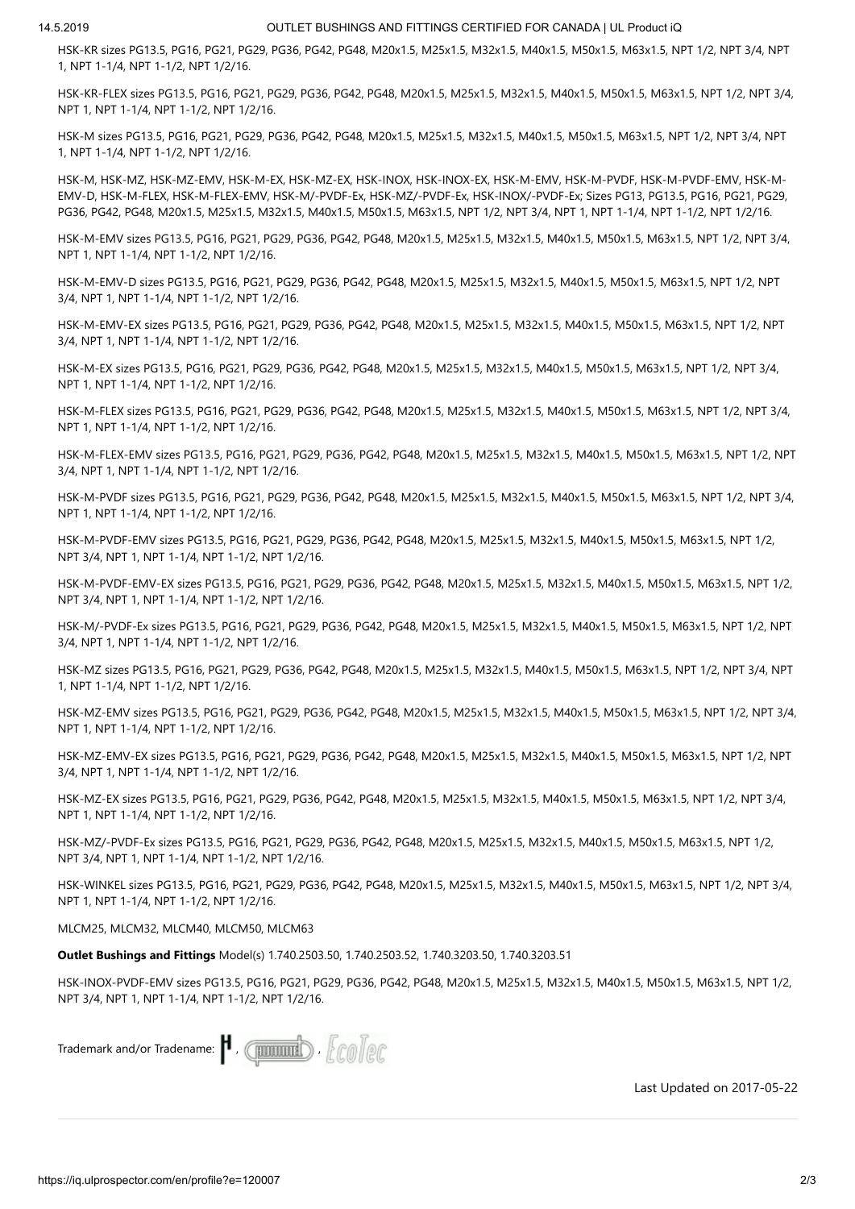HSK-KR sizes PG13.5, PG16, PG21, PG29, PG36, PG42, PG48, M20x1.5, M25x1.5, M32x1.5, M40x1.5, M50x1.5, M63x1.5, NPT 1/2, NPT 3/4, NPT 1, NPT 1-1/4, NPT 1-1/2, NPT 1/2/16.

HSK-KR-FLEX sizes PG13.5, PG16, PG21, PG29, PG36, PG42, PG48, M20x1.5, M25x1.5, M32x1.5, M40x1.5, M50x1.5, M63x1.5, NPT 1/2, NPT 3/4, NPT 1, NPT 1-1/4, NPT 1-1/2, NPT 1/2/16.

HSK-M sizes PG13.5, PG16, PG21, PG29, PG36, PG42, PG48, M20x1.5, M25x1.5, M32x1.5, M40x1.5, M50x1.5, M63x1.5, NPT 1/2, NPT 3/4, NPT 1, NPT 1-1/4, NPT 1-1/2, NPT 1/2/16.

HSK-M, HSK-MZ, HSK-MZ-EMV, HSK-M-EX, HSK-MZ-EX, HSK-INOX, HSK-INOX-EX, HSK-M-EMV, HSK-M-PVDF, HSK-M-PVDF-EMV, HSK-M-EMV-D, HSK-M-FLEX, HSK-M-FLEX-EMV, HSK-M/-PVDF-Ex, HSK-MZ/-PVDF-Ex, HSK-INOX/-PVDF-Ex; Sizes PG13, PG13.5, PG16, PG21, PG29, PG36, PG42, PG48, M20x1.5, M25x1.5, M32x1.5, M40x1.5, M50x1.5, M63x1.5, NPT 1/2, NPT 3/4, NPT 1, NPT 1-1/4, NPT 1-1/2, NPT 1/2/16.

HSK-M-EMV sizes PG13.5, PG16, PG21, PG29, PG36, PG42, PG48, M20x1.5, M25x1.5, M32x1.5, M40x1.5, M50x1.5, M63x1.5, NPT 1/2, NPT 3/4, NPT 1, NPT 1-1/4, NPT 1-1/2, NPT 1/2/16.

HSK-M-EMV-D sizes PG13.5, PG16, PG21, PG29, PG36, PG42, PG48, M20x1.5, M25x1.5, M32x1.5, M40x1.5, M50x1.5, M63x1.5, NPT 1/2, NPT 3/4, NPT 1, NPT 1-1/4, NPT 1-1/2, NPT 1/2/16.

HSK-M-EMV-EX sizes PG13.5, PG16, PG21, PG29, PG36, PG42, PG48, M20x1.5, M25x1.5, M32x1.5, M40x1.5, M50x1.5, M63x1.5, NPT 1/2, NPT 3/4, NPT 1, NPT 1-1/4, NPT 1-1/2, NPT 1/2/16.

HSK-M-EX sizes PG13.5, PG16, PG21, PG29, PG36, PG42, PG48, M20x1.5, M25x1.5, M32x1.5, M40x1.5, M50x1.5, M63x1.5, NPT 1/2, NPT 3/4, NPT 1, NPT 1-1/4, NPT 1-1/2, NPT 1/2/16.

HSK-M-FLEX sizes PG13.5, PG16, PG21, PG29, PG36, PG42, PG48, M20x1.5, M25x1.5, M32x1.5, M40x1.5, M50x1.5, M63x1.5, NPT 1/2, NPT 3/4, NPT 1, NPT 1-1/4, NPT 1-1/2, NPT 1/2/16.

HSK-M-FLEX-EMV sizes PG13.5, PG16, PG21, PG29, PG36, PG42, PG48, M20x1.5, M25x1.5, M32x1.5, M40x1.5, M50x1.5, M63x1.5, NPT 1/2, NPT 3/4, NPT 1, NPT 1-1/4, NPT 1-1/2, NPT 1/2/16.

HSK-M-PVDF sizes PG13.5, PG16, PG21, PG29, PG36, PG42, PG48, M20x1.5, M25x1.5, M32x1.5, M40x1.5, M50x1.5, M63x1.5, NPT 1/2, NPT 3/4, NPT 1, NPT 1-1/4, NPT 1-1/2, NPT 1/2/16.

HSK-M-PVDF-EMV sizes PG13.5, PG16, PG21, PG29, PG36, PG42, PG48, M20x1.5, M25x1.5, M32x1.5, M40x1.5, M50x1.5, M63x1.5, NPT 1/2, NPT 3/4, NPT 1, NPT 1-1/4, NPT 1-1/2, NPT 1/2/16.

HSK-M-PVDF-EMV-EX sizes PG13.5, PG16, PG21, PG29, PG36, PG42, PG48, M20x1.5, M25x1.5, M32x1.5, M40x1.5, M50x1.5, M63x1.5, NPT 1/2, NPT 3/4, NPT 1, NPT 1-1/4, NPT 1-1/2, NPT 1/2/16.

HSK-M/-PVDF-Ex sizes PG13.5, PG16, PG21, PG29, PG36, PG42, PG48, M20x1.5, M25x1.5, M32x1.5, M40x1.5, M50x1.5, M63x1.5, NPT 1/2, NPT 3/4, NPT 1, NPT 1-1/4, NPT 1-1/2, NPT 1/2/16.

HSK-MZ sizes PG13.5, PG16, PG21, PG29, PG36, PG42, PG48, M20x1.5, M25x1.5, M32x1.5, M40x1.5, M50x1.5, M63x1.5, NPT 1/2, NPT 3/4, NPT 1, NPT 1-1/4, NPT 1-1/2, NPT 1/2/16.

HSK-MZ-EMV sizes PG13.5, PG16, PG21, PG29, PG36, PG42, PG48, M20x1.5, M25x1.5, M32x1.5, M40x1.5, M50x1.5, M63x1.5, NPT 1/2, NPT 3/4, NPT 1, NPT 1-1/4, NPT 1-1/2, NPT 1/2/16.

HSK-MZ-EMV-EX sizes PG13.5, PG16, PG21, PG29, PG36, PG42, PG48, M20x1.5, M25x1.5, M32x1.5, M40x1.5, M50x1.5, M63x1.5, NPT 1/2, NPT 3/4, NPT 1, NPT 1-1/4, NPT 1-1/2, NPT 1/2/16.

HSK-MZ-EX sizes PG13.5, PG16, PG21, PG29, PG36, PG42, PG48, M20x1.5, M25x1.5, M32x1.5, M40x1.5, M50x1.5, M63x1.5, NPT 1/2, NPT 3/4, NPT 1, NPT 1-1/4, NPT 1-1/2, NPT 1/2/16.

HSK-MZ/-PVDF-Ex sizes PG13.5, PG16, PG21, PG29, PG36, PG42, PG48, M20x1.5, M25x1.5, M32x1.5, M40x1.5, M50x1.5, M63x1.5, NPT 1/2, NPT 3/4, NPT 1, NPT 1-1/4, NPT 1-1/2, NPT 1/2/16.

HSK-WINKEL sizes PG13.5, PG16, PG21, PG29, PG36, PG42, PG48, M20x1.5, M25x1.5, M32x1.5, M40x1.5, M50x1.5, M63x1.5, NPT 1/2, NPT 3/4, NPT 1, NPT 1-1/4, NPT 1-1/2, NPT 1/2/16.

MLCM25, MLCM32, MLCM40, MLCM50, MLCM63

**Outlet Bushings and Fittings** Model(s) 1.740.2503.50, 1.740.2503.52, 1.740.3203.50, 1.740.3203.51

HSK-INOX-PVDF-EMV sizes PG13.5, PG16, PG21, PG29, PG36, PG42, PG48, M20x1.5, M25x1.5, M32x1.5, M40x1.5, M50x1.5, M63x1.5, NPT 1/2, NPT 3/4, NPT 1, NPT 1-1/4, NPT 1-1/2, NPT 1/2/16.

Trademark and/or Tradename: H , , EcoTec

Last Updated on 2017-05-22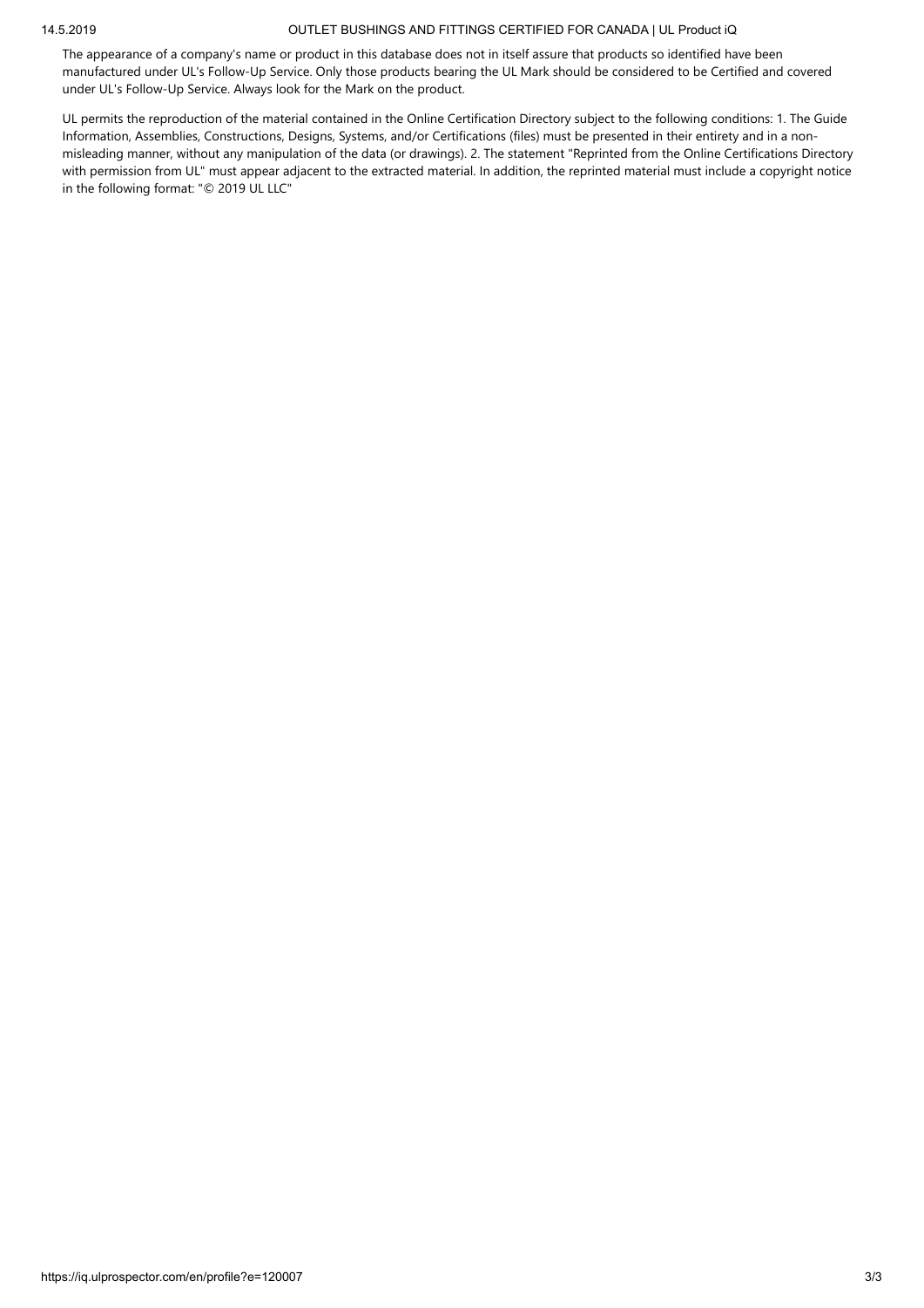The appearance of a company's name or product in this database does not in itself assure that products so identified have been manufactured under UL's Follow-Up Service. Only those products bearing the UL Mark should be considered to be Certified and covered under UL's Follow-Up Service. Always look for the Mark on the product.

UL permits the reproduction of the material contained in the Online Certification Directory subject to the following conditions: 1. The Guide Information, Assemblies, Constructions, Designs, Systems, and/or Certifications (files) must be presented in their entirety and in a non-misleading manner, without any manipulation of the data (or drawings). 2. The statement "Reprinted from the Online Certifications Directory with permission from UL" must appear adjacent to the extracted material. In addition, the reprinted material must include a copyright notice in the following format: "© 2019 UL LLC"